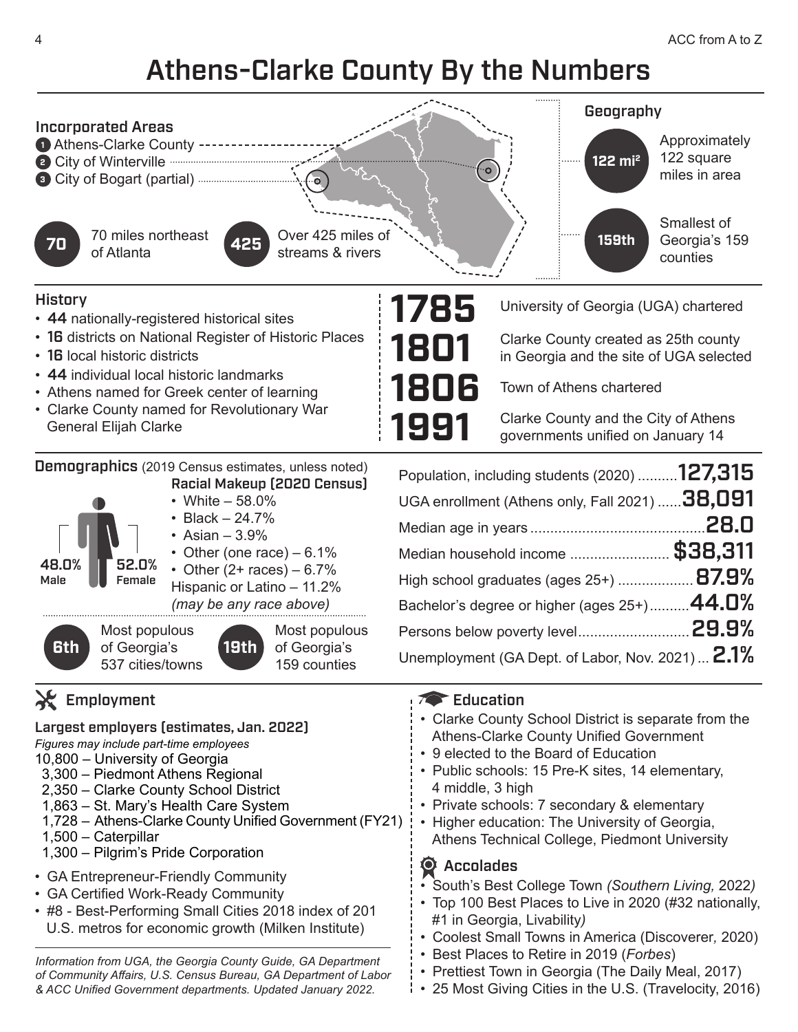# Athens-Clarke County By the Numbers

## Incorporated Areas

1. Athens-Clarke County
2. City of Winterville
3. City of Bogart (partial)

**70** – 70 miles northeast of Atlanta

**425** – Over 425 miles of streams & rivers

## Geography

**122 mi²** – Approximately 122 square miles in area

**159th** – Smallest of Georgia's 159 counties

## History

- **44** nationally-registered historical sites
- **16** districts on National Register of Historic Places
- **16** local historic districts
- **44** individual local historic landmarks
- Athens named for Greek center of learning
- Clarke County named for Revolutionary War General Elijah Clarke

**1785** – University of Georgia (UGA) chartered

**1801** – Clarke County created as 25th county in Georgia and the site of UGA selected

**1806** – Town of Athens chartered

**1991** – Clarke County and the City of Athens governments unified on January 14

## Demographics (2019 Census estimates, unless noted)

48.0% Male | 52.0% Female

**Racial Makeup (2020 Census)**

- White – 58.0%
- Black – 24.7%
- Asian – 3.9%
- Other (one race) – 6.1%
- Other (2+ races) – 6.7%

Hispanic or Latino – 11.2%
*(may be any race above)*

**6th** – Most populous of Georgia's 537 cities/towns

**19th** – Most populous of Georgia's 159 counties

| | |
|---|---|
| Population, including students (2020) | **127,315** |
| UGA enrollment (Athens only, Fall 2021) | **38,091** |
| Median age in years | **28.0** |
| Median household income | **$38,311** |
| High school graduates (ages 25+) | **87.9%** |
| Bachelor's degree or higher (ages 25+) | **44.0%** |
| Persons below poverty level | **29.9%** |
| Unemployment (GA Dept. of Labor, Nov. 2021) | **2.1%** |

## Employment

**Largest employers (estimates, Jan. 2022)**

*Figures may include part-time employees*

- 10,800 – University of Georgia
- 3,300 – Piedmont Athens Regional
- 2,350 – Clarke County School District
- 1,863 – St. Mary's Health Care System
- 1,728 – Athens-Clarke County Unified Government (FY21)
- 1,500 – Caterpillar
- 1,300 – Pilgrim's Pride Corporation

- GA Entrepreneur-Friendly Community
- GA Certified Work-Ready Community
- #8 - Best-Performing Small Cities 2018 index of 201 U.S. metros for economic growth (Milken Institute)

*Information from UGA, the Georgia County Guide, GA Department of Community Affairs, U.S. Census Bureau, GA Department of Labor & ACC Unified Government departments. Updated January 2022.*

## Education

- Clarke County School District is separate from the Athens-Clarke County Unified Government
- 9 elected to the Board of Education
- Public schools: 15 Pre-K sites, 14 elementary, 4 middle, 3 high
- Private schools: 7 secondary & elementary
- Higher education: The University of Georgia, Athens Technical College, Piedmont University

## Accolades

- South's Best College Town *(Southern Living,* 2022*)*
- Top 100 Best Places to Live in 2020 (#32 nationally, #1 in Georgia, Livability*)*
- Coolest Small Towns in America (Discoverer*,* 2020)
- Best Places to Retire in 2019 (*Forbes*)
- Prettiest Town in Georgia (The Daily Meal, 2017)
- 25 Most Giving Cities in the U.S. (Travelocity, 2016)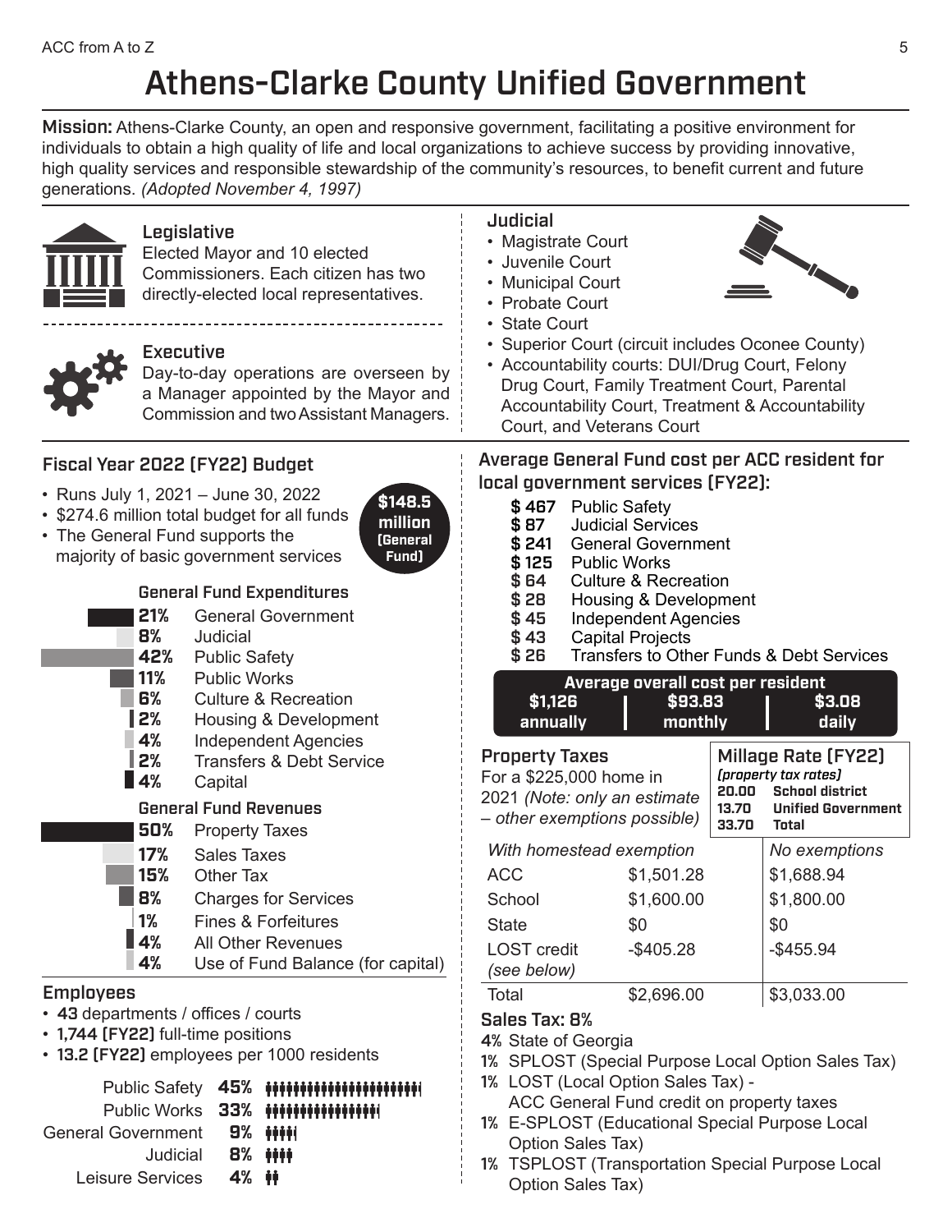# Athens-Clarke County Unified Government

**Mission:** Athens-Clarke County, an open and responsive government, facilitating a positive environment for individuals to obtain a high quality of life and local organizations to achieve success by providing innovative, high quality services and responsible stewardship of the community's resources, to benefit current and future generations. *(Adopted November 4, 1997)*

### Legislative

Elected Mayor and 10 elected Commissioners. Each citizen has two directly-elected local representatives.

### Executive

Day-to-day operations are overseen by a Manager appointed by the Mayor and Commission and two Assistant Managers.

### Judicial

- Magistrate Court
- Juvenile Court
- Municipal Court
- Probate Court
- State Court
- Superior Court (circuit includes Oconee County)
- Accountability courts: DUI/Drug Court, Felony Drug Court, Family Treatment Court, Parental Accountability Court, Treatment & Accountability Court, and Veterans Court

## Fiscal Year 2022 (FY22) Budget

- Runs July 1, 2021 – June 30, 2022
- $274.6 million total budget for all funds
- The General Fund supports the majority of basic government services

**$148.5 million (General Fund)**

### General Fund Expenditures

21% General Government
8% Judicial
42% Public Safety
11% Public Works
6% Culture & Recreation
2% Housing & Development
4% Independent Agencies
2% Transfers & Debt Service
4% Capital

### General Fund Revenues

50% Property Taxes
17% Sales Taxes
15% Other Tax
8% Charges for Services
1% Fines & Forfeitures
4% All Other Revenues
4% Use of Fund Balance (for capital)

## Employees

- **43** departments / offices / courts
- **1,744 (FY22)** full-time positions
- **13.2 (FY22)** employees per 1000 residents

Public Safety 45%
Public Works 33%
General Government 9%
Judicial 8%
Leisure Services 4%

## Average General Fund cost per ACC resident for local government services (FY22):

| | |
|---|---|
| **$ 467** | Public Safety |
| **$ 87** | Judicial Services |
| **$ 241** | General Government |
| **$ 125** | Public Works |
| **$ 64** | Culture & Recreation |
| **$ 28** | Housing & Development |
| **$ 45** | Independent Agencies |
| **$ 43** | Capital Projects |
| **$ 26** | Transfers to Other Funds & Debt Services |

**Average overall cost per resident**

| $1,126 annually | $93.83 monthly | $3.08 daily |
|---|---|---|

## Property Taxes

For a $225,000 home in 2021 *(Note: only an estimate – other exemptions possible)*

### Millage Rate (FY22)

*(property tax rates)*

| | |
|---|---|
| 20.00 | School district |
| 13.70 | Unified Government |
| 33.70 | Total |

| | *With homestead exemption* | *No exemptions* |
|---|---|---|
| ACC | $1,501.28 | $1,688.94 |
| School | $1,600.00 | $1,800.00 |
| State | $0 | $0 |
| LOST credit *(see below)* | -$405.28 | -$455.94 |
| Total | $2,696.00 | $3,033.00 |

## Sales Tax: 8%

**4%** State of Georgia
**1%** SPLOST (Special Purpose Local Option Sales Tax)
**1%** LOST (Local Option Sales Tax) - ACC General Fund credit on property taxes
**1%** E-SPLOST (Educational Special Purpose Local Option Sales Tax)
**1%** TSPLOST (Transportation Special Purpose Local Option Sales Tax)